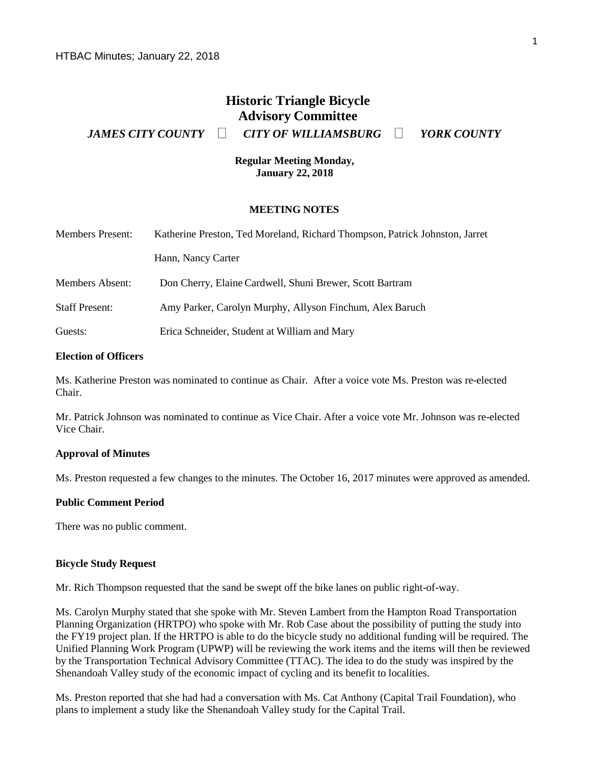# Historic Triangle Bicycle Advisory Committee

***JAMES CITY COUNTY*** □ ***CITY OF WILLIAMSBURG*** □ ***YORK COUNTY***

**Regular Meeting Monday, January 22, 2018**

**MEETING NOTES**

Members Present: Katherine Preston, Ted Moreland, Richard Thompson, Patrick Johnston, Jarret Hann, Nancy Carter

Members Absent: Don Cherry, Elaine Cardwell, Shuni Brewer, Scott Bartram

Staff Present: Amy Parker, Carolyn Murphy, Allyson Finchum, Alex Baruch

Guests: Erica Schneider, Student at William and Mary

**Election of Officers**

Ms. Katherine Preston was nominated to continue as Chair. After a voice vote Ms. Preston was re-elected Chair.

Mr. Patrick Johnson was nominated to continue as Vice Chair. After a voice vote Mr. Johnson was re-elected Vice Chair.

**Approval of Minutes**

Ms. Preston requested a few changes to the minutes. The October 16, 2017 minutes were approved as amended.

**Public Comment Period**

There was no public comment.

**Bicycle Study Request**

Mr. Rich Thompson requested that the sand be swept off the bike lanes on public right-of-way.

Ms. Carolyn Murphy stated that she spoke with Mr. Steven Lambert from the Hampton Road Transportation Planning Organization (HRTPO) who spoke with Mr. Rob Case about the possibility of putting the study into the FY19 project plan. If the HRTPO is able to do the bicycle study no additional funding will be required. The Unified Planning Work Program (UPWP) will be reviewing the work items and the items will then be reviewed by the Transportation Technical Advisory Committee (TTAC). The idea to do the study was inspired by the Shenandoah Valley study of the economic impact of cycling and its benefit to localities.

Ms. Preston reported that she had had a conversation with Ms. Cat Anthony (Capital Trail Foundation), who plans to implement a study like the Shenandoah Valley study for the Capital Trail.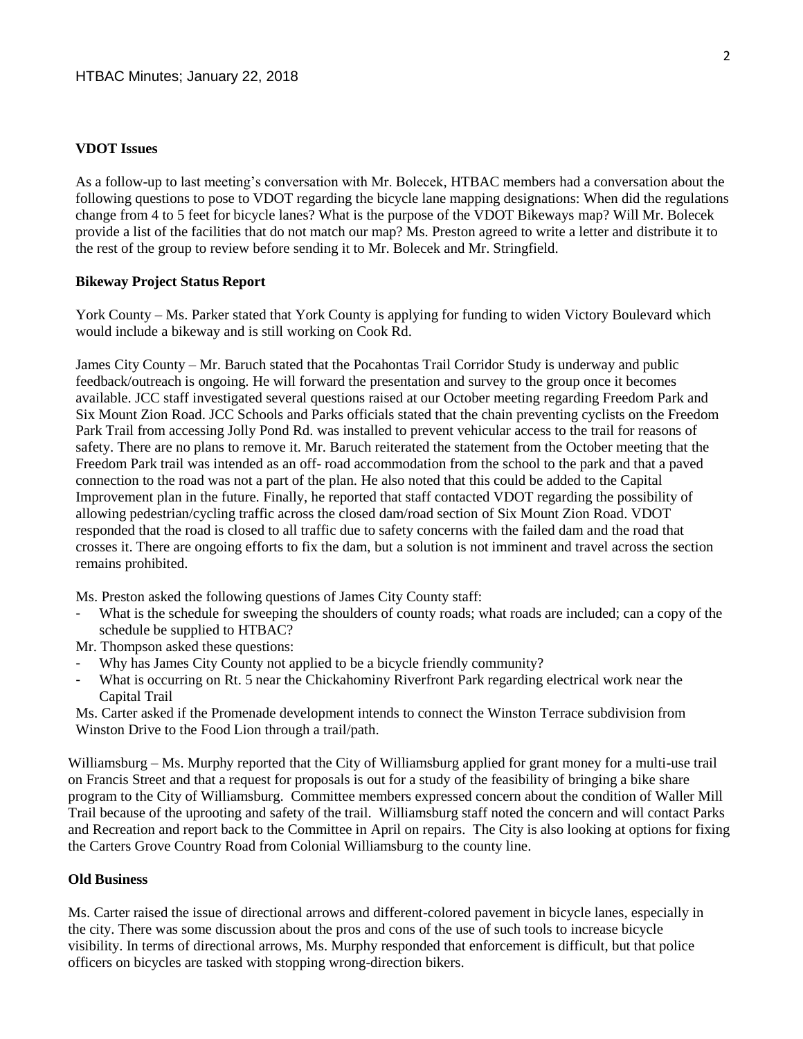**VDOT Issues**

As a follow-up to last meeting's conversation with Mr. Bolecek, HTBAC members had a conversation about the following questions to pose to VDOT regarding the bicycle lane mapping designations: When did the regulations change from 4 to 5 feet for bicycle lanes? What is the purpose of the VDOT Bikeways map? Will Mr. Bolecek provide a list of the facilities that do not match our map? Ms. Preston agreed to write a letter and distribute it to the rest of the group to review before sending it to Mr. Bolecek and Mr. Stringfield.

**Bikeway Project Status Report**

York County – Ms. Parker stated that York County is applying for funding to widen Victory Boulevard which would include a bikeway and is still working on Cook Rd.

James City County – Mr. Baruch stated that the Pocahontas Trail Corridor Study is underway and public feedback/outreach is ongoing. He will forward the presentation and survey to the group once it becomes available. JCC staff investigated several questions raised at our October meeting regarding Freedom Park and Six Mount Zion Road. JCC Schools and Parks officials stated that the chain preventing cyclists on the Freedom Park Trail from accessing Jolly Pond Rd. was installed to prevent vehicular access to the trail for reasons of safety. There are no plans to remove it. Mr. Baruch reiterated the statement from the October meeting that the Freedom Park trail was intended as an off- road accommodation from the school to the park and that a paved connection to the road was not a part of the plan. He also noted that this could be added to the Capital Improvement plan in the future. Finally, he reported that staff contacted VDOT regarding the possibility of allowing pedestrian/cycling traffic across the closed dam/road section of Six Mount Zion Road. VDOT responded that the road is closed to all traffic due to safety concerns with the failed dam and the road that crosses it. There are ongoing efforts to fix the dam, but a solution is not imminent and travel across the section remains prohibited.

Ms. Preston asked the following questions of James City County staff:

- What is the schedule for sweeping the shoulders of county roads; what roads are included; can a copy of the schedule be supplied to HTBAC?

Mr. Thompson asked these questions:

- Why has James City County not applied to be a bicycle friendly community?
- What is occurring on Rt. 5 near the Chickahominy Riverfront Park regarding electrical work near the Capital Trail

Ms. Carter asked if the Promenade development intends to connect the Winston Terrace subdivision from Winston Drive to the Food Lion through a trail/path.

Williamsburg – Ms. Murphy reported that the City of Williamsburg applied for grant money for a multi-use trail on Francis Street and that a request for proposals is out for a study of the feasibility of bringing a bike share program to the City of Williamsburg. Committee members expressed concern about the condition of Waller Mill Trail because of the uprooting and safety of the trail. Williamsburg staff noted the concern and will contact Parks and Recreation and report back to the Committee in April on repairs. The City is also looking at options for fixing the Carters Grove Country Road from Colonial Williamsburg to the county line.

**Old Business**

Ms. Carter raised the issue of directional arrows and different-colored pavement in bicycle lanes, especially in the city. There was some discussion about the pros and cons of the use of such tools to increase bicycle visibility. In terms of directional arrows, Ms. Murphy responded that enforcement is difficult, but that police officers on bicycles are tasked with stopping wrong-direction bikers.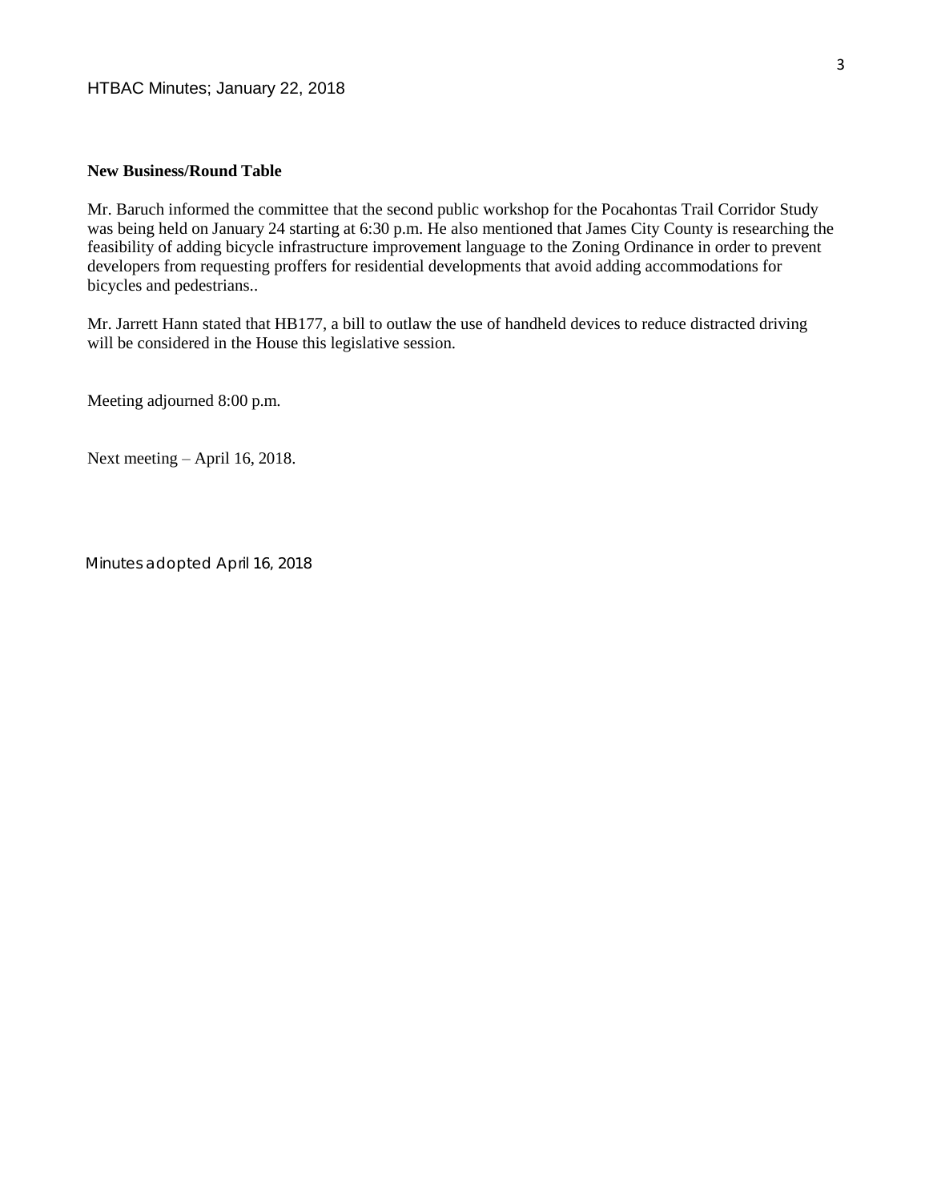**New Business/Round Table**

Mr. Baruch informed the committee that the second public workshop for the Pocahontas Trail Corridor Study was being held on January 24 starting at 6:30 p.m. He also mentioned that James City County is researching the feasibility of adding bicycle infrastructure improvement language to the Zoning Ordinance in order to prevent developers from requesting proffers for residential developments that avoid adding accommodations for bicycles and pedestrians..

Mr. Jarrett Hann stated that HB177, a bill to outlaw the use of handheld devices to reduce distracted driving will be considered in the House this legislative session.

Meeting adjourned 8:00 p.m.

Next meeting – April 16, 2018.

Minutes adopted April 16, 2018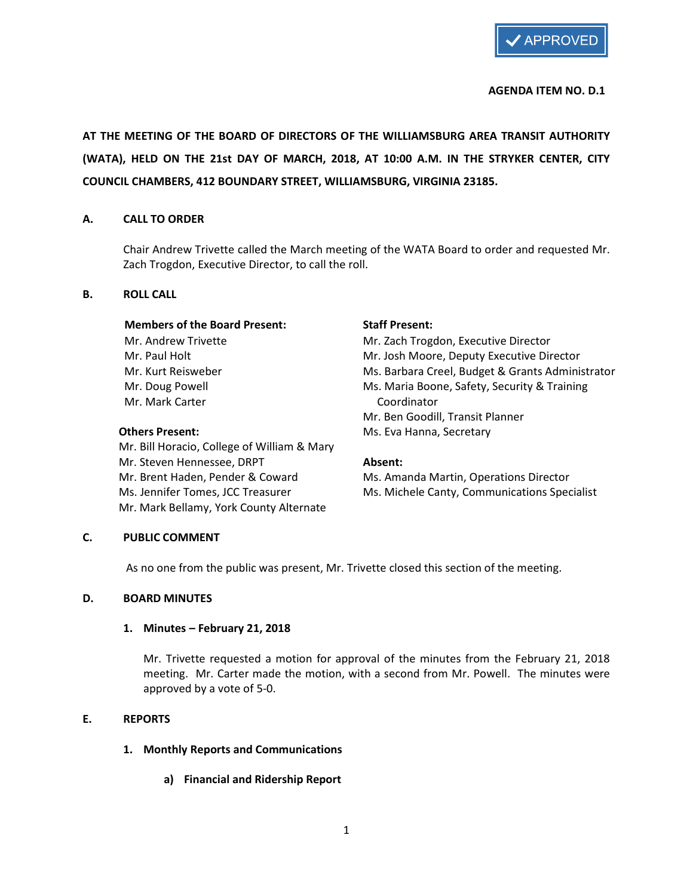APPROVED

**AGENDA ITEM NO. D.1**

**AT THE MEETING OF THE BOARD OF DIRECTORS OF THE WILLIAMSBURG AREA TRANSIT AUTHORITY (WATA), HELD ON THE 21st DAY OF MARCH, 2018, AT 10:00 A.M. IN THE STRYKER CENTER, CITY COUNCIL CHAMBERS, 412 BOUNDARY STREET, WILLIAMSBURG, VIRGINIA 23185.**

## A. CALL TO ORDER

Chair Andrew Trivette called the March meeting of the WATA Board to order and requested Mr. Zach Trogdon, Executive Director, to call the roll.

## B. ROLL CALL

**Members of the Board Present:**
Mr. Andrew Trivette
Mr. Paul Holt
Mr. Kurt Reisweber
Mr. Doug Powell
Mr. Mark Carter

**Others Present:**
Mr. Bill Horacio, College of William & Mary
Mr. Steven Hennessee, DRPT
Mr. Brent Haden, Pender & Coward
Ms. Jennifer Tomes, JCC Treasurer
Mr. Mark Bellamy, York County Alternate

**Staff Present:**
Mr. Zach Trogdon, Executive Director
Mr. Josh Moore, Deputy Executive Director
Ms. Barbara Creel, Budget & Grants Administrator
Ms. Maria Boone, Safety, Security & Training Coordinator
Mr. Ben Goodill, Transit Planner
Ms. Eva Hanna, Secretary

**Absent:**
Ms. Amanda Martin, Operations Director
Ms. Michele Canty, Communications Specialist

## C. PUBLIC COMMENT

As no one from the public was present, Mr. Trivette closed this section of the meeting.

## D. BOARD MINUTES

### 1. Minutes – February 21, 2018

Mr. Trivette requested a motion for approval of the minutes from the February 21, 2018 meeting. Mr. Carter made the motion, with a second from Mr. Powell. The minutes were approved by a vote of 5-0.

## E. REPORTS

### 1. Monthly Reports and Communications

#### a) Financial and Ridership Report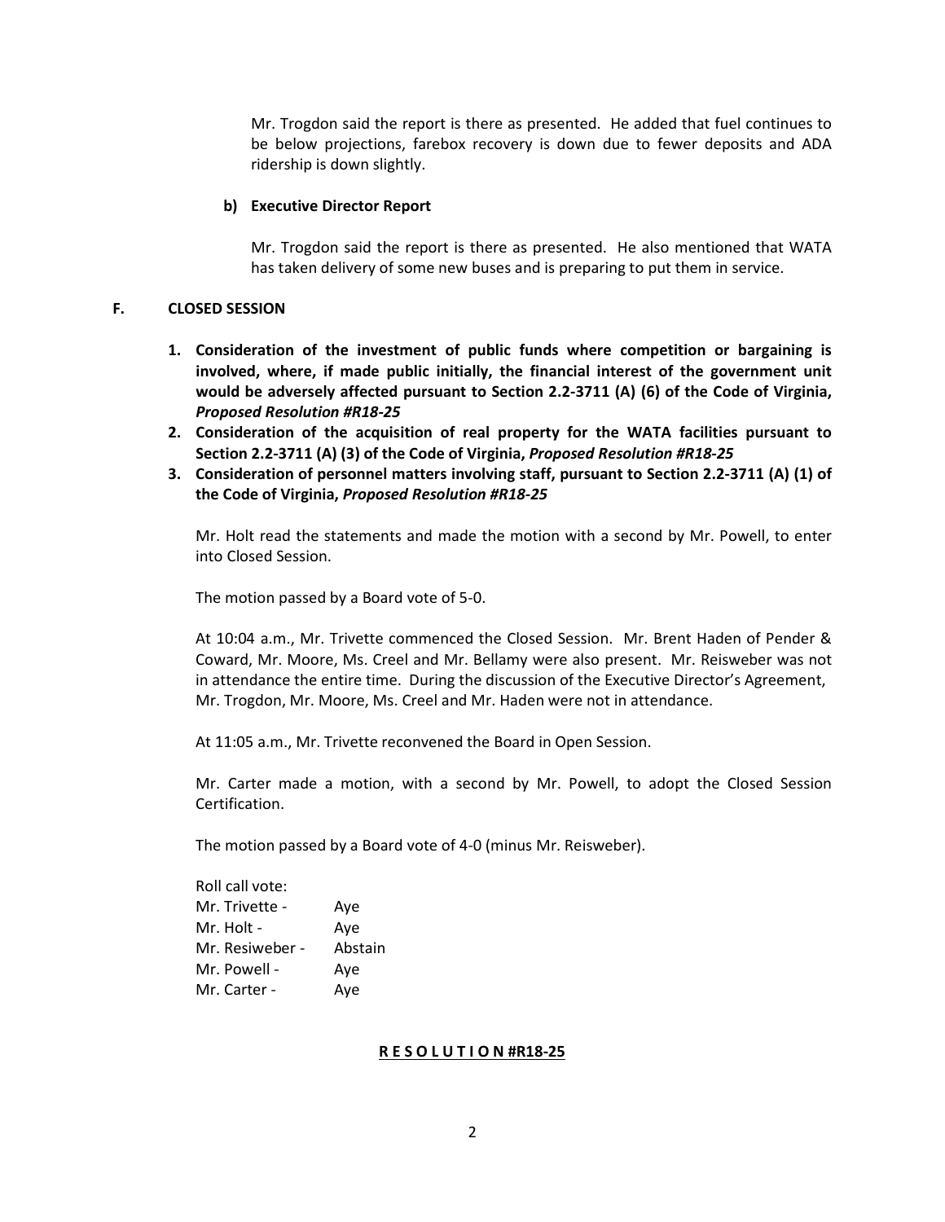Mr. Trogdon said the report is there as presented. He added that fuel continues to be below projections, farebox recovery is down due to fewer deposits and ADA ridership is down slightly.

**b) Executive Director Report**

Mr. Trogdon said the report is there as presented. He also mentioned that WATA has taken delivery of some new buses and is preparing to put them in service.

## F. CLOSED SESSION

1. **Consideration of the investment of public funds where competition or bargaining is involved, where, if made public initially, the financial interest of the government unit would be adversely affected pursuant to Section 2.2-3711 (A) (6) of the Code of Virginia, *Proposed Resolution #R18-25***
2. **Consideration of the acquisition of real property for the WATA facilities pursuant to Section 2.2-3711 (A) (3) of the Code of Virginia, *Proposed Resolution #R18-25***
3. **Consideration of personnel matters involving staff, pursuant to Section 2.2-3711 (A) (1) of the Code of Virginia, *Proposed Resolution #R18-25***

Mr. Holt read the statements and made the motion with a second by Mr. Powell, to enter into Closed Session.

The motion passed by a Board vote of 5-0.

At 10:04 a.m., Mr. Trivette commenced the Closed Session. Mr. Brent Haden of Pender & Coward, Mr. Moore, Ms. Creel and Mr. Bellamy were also present. Mr. Reisweber was not in attendance the entire time. During the discussion of the Executive Director's Agreement, Mr. Trogdon, Mr. Moore, Ms. Creel and Mr. Haden were not in attendance.

At 11:05 a.m., Mr. Trivette reconvened the Board in Open Session.

Mr. Carter made a motion, with a second by Mr. Powell, to adopt the Closed Session Certification.

The motion passed by a Board vote of 4-0 (minus Mr. Reisweber).

Roll call vote:

| | |
|---|---|
| Mr. Trivette - | Aye |
| Mr. Holt - | Aye |
| Mr. Resiweber - | Abstain |
| Mr. Powell - | Aye |
| Mr. Carter - | Aye |

**R E S O L U T I O N #R18-25**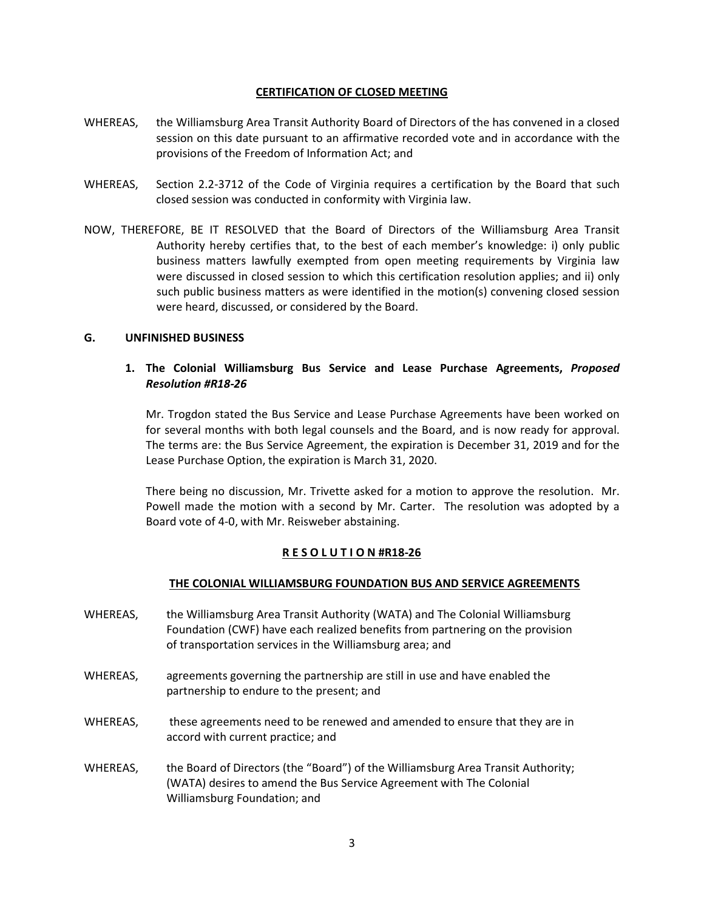**CERTIFICATION OF CLOSED MEETING**

WHEREAS, the Williamsburg Area Transit Authority Board of Directors of the has convened in a closed session on this date pursuant to an affirmative recorded vote and in accordance with the provisions of the Freedom of Information Act; and

WHEREAS, Section 2.2-3712 of the Code of Virginia requires a certification by the Board that such closed session was conducted in conformity with Virginia law.

NOW, THEREFORE, BE IT RESOLVED that the Board of Directors of the Williamsburg Area Transit Authority hereby certifies that, to the best of each member's knowledge: i) only public business matters lawfully exempted from open meeting requirements by Virginia law were discussed in closed session to which this certification resolution applies; and ii) only such public business matters as were identified in the motion(s) convening closed session were heard, discussed, or considered by the Board.

## G. UNFINISHED BUSINESS

### 1. The Colonial Williamsburg Bus Service and Lease Purchase Agreements, *Proposed Resolution #R18-26*

Mr. Trogdon stated the Bus Service and Lease Purchase Agreements have been worked on for several months with both legal counsels and the Board, and is now ready for approval. The terms are: the Bus Service Agreement, the expiration is December 31, 2019 and for the Lease Purchase Option, the expiration is March 31, 2020.

There being no discussion, Mr. Trivette asked for a motion to approve the resolution. Mr. Powell made the motion with a second by Mr. Carter. The resolution was adopted by a Board vote of 4-0, with Mr. Reisweber abstaining.

**R E S O L U T I O N #R18-26**

**THE COLONIAL WILLIAMSBURG FOUNDATION BUS AND SERVICE AGREEMENTS**

WHEREAS, the Williamsburg Area Transit Authority (WATA) and The Colonial Williamsburg Foundation (CWF) have each realized benefits from partnering on the provision of transportation services in the Williamsburg area; and

WHEREAS, agreements governing the partnership are still in use and have enabled the partnership to endure to the present; and

WHEREAS, these agreements need to be renewed and amended to ensure that they are in accord with current practice; and

WHEREAS, the Board of Directors (the "Board") of the Williamsburg Area Transit Authority; (WATA) desires to amend the Bus Service Agreement with The Colonial Williamsburg Foundation; and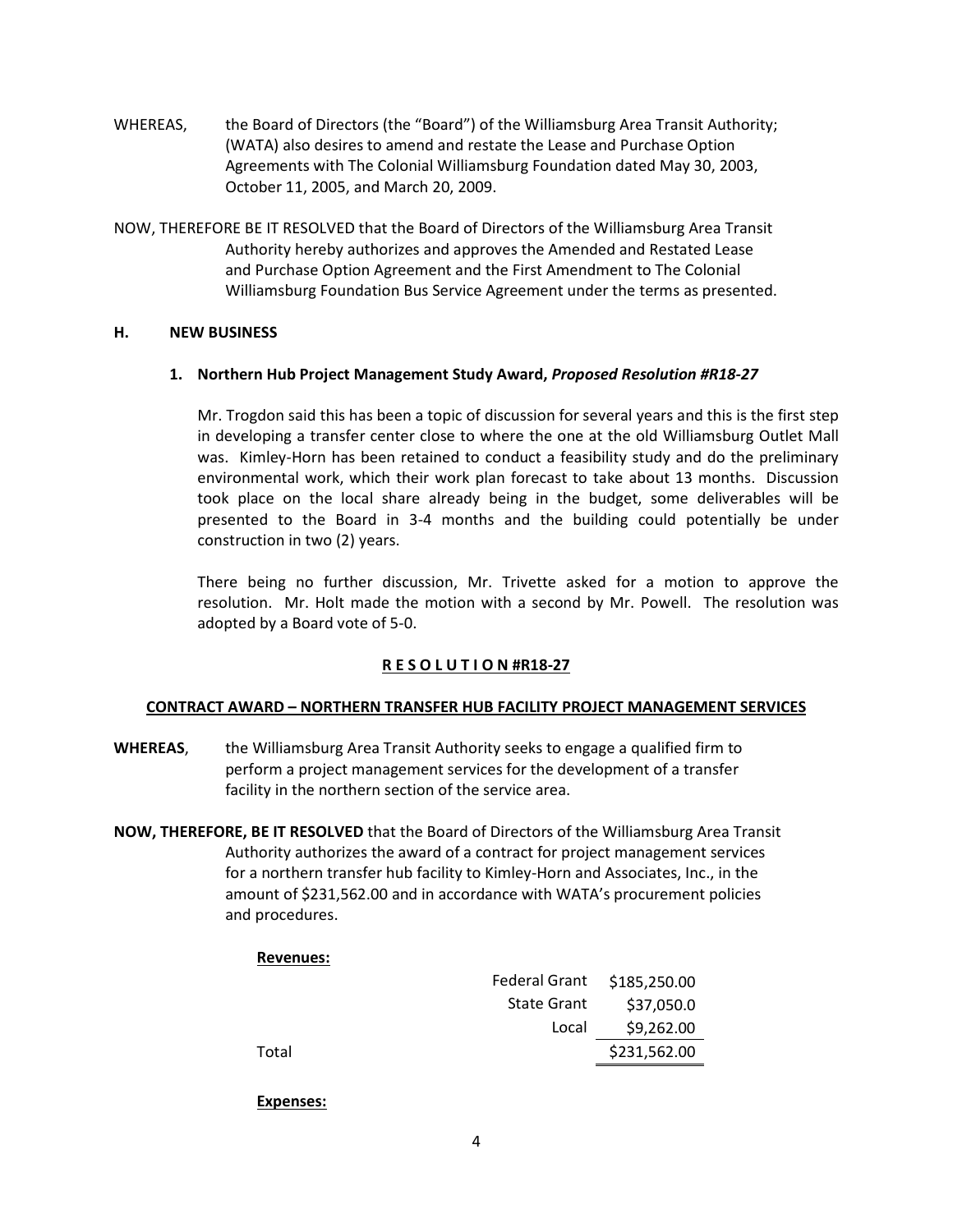WHEREAS, the Board of Directors (the "Board") of the Williamsburg Area Transit Authority; (WATA) also desires to amend and restate the Lease and Purchase Option Agreements with The Colonial Williamsburg Foundation dated May 30, 2003, October 11, 2005, and March 20, 2009.

NOW, THEREFORE BE IT RESOLVED that the Board of Directors of the Williamsburg Area Transit Authority hereby authorizes and approves the Amended and Restated Lease and Purchase Option Agreement and the First Amendment to The Colonial Williamsburg Foundation Bus Service Agreement under the terms as presented.

## H. NEW BUSINESS

### 1. Northern Hub Project Management Study Award, *Proposed Resolution #R18-27*

Mr. Trogdon said this has been a topic of discussion for several years and this is the first step in developing a transfer center close to where the one at the old Williamsburg Outlet Mall was. Kimley-Horn has been retained to conduct a feasibility study and do the preliminary environmental work, which their work plan forecast to take about 13 months. Discussion took place on the local share already being in the budget, some deliverables will be presented to the Board in 3-4 months and the building could potentially be under construction in two (2) years.

There being no further discussion, Mr. Trivette asked for a motion to approve the resolution. Mr. Holt made the motion with a second by Mr. Powell. The resolution was adopted by a Board vote of 5-0.

**R E S O L U T I O N #R18-27**

**CONTRACT AWARD – NORTHERN TRANSFER HUB FACILITY PROJECT MANAGEMENT SERVICES**

**WHEREAS**, the Williamsburg Area Transit Authority seeks to engage a qualified firm to perform a project management services for the development of a transfer facility in the northern section of the service area.

**NOW, THEREFORE, BE IT RESOLVED** that the Board of Directors of the Williamsburg Area Transit Authority authorizes the award of a contract for project management services for a northern transfer hub facility to Kimley-Horn and Associates, Inc., in the amount of $231,562.00 and in accordance with WATA's procurement policies and procedures.

**Revenues:**

| | | |
|---|---|---|
| | Federal Grant | $185,250.00 |
| | State Grant | $37,050.0 |
| | Local | $9,262.00 |
| Total | | $231,562.00 |

**Expenses:**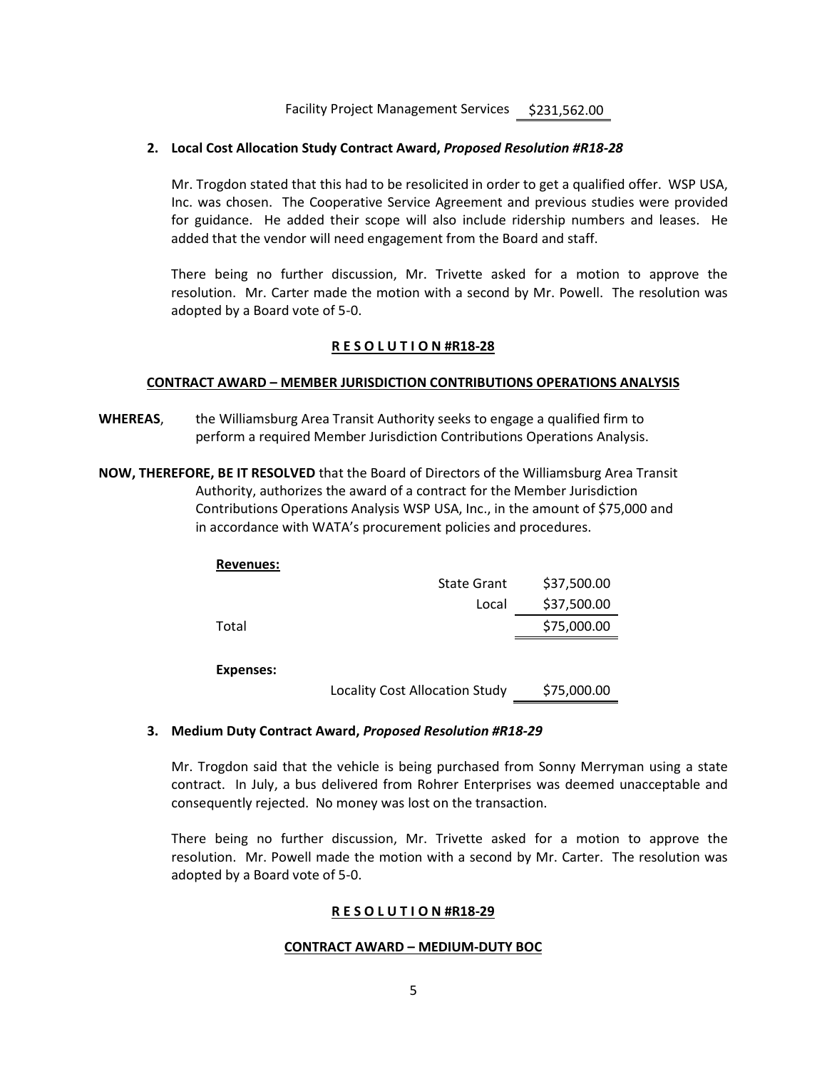| | |
|---|---|
| Facility Project Management Services | $231,562.00 |

**2. Local Cost Allocation Study Contract Award,** ***Proposed Resolution #R18-28***

Mr. Trogdon stated that this had to be resolicited in order to get a qualified offer. WSP USA, Inc. was chosen. The Cooperative Service Agreement and previous studies were provided for guidance. He added their scope will also include ridership numbers and leases. He added that the vendor will need engagement from the Board and staff.

There being no further discussion, Mr. Trivette asked for a motion to approve the resolution. Mr. Carter made the motion with a second by Mr. Powell. The resolution was adopted by a Board vote of 5-0.

**R E S O L U T I O N #R18-28**

**CONTRACT AWARD – MEMBER JURISDICTION CONTRIBUTIONS OPERATIONS ANALYSIS**

**WHEREAS**, the Williamsburg Area Transit Authority seeks to engage a qualified firm to perform a required Member Jurisdiction Contributions Operations Analysis.

**NOW, THEREFORE, BE IT RESOLVED** that the Board of Directors of the Williamsburg Area Transit Authority, authorizes the award of a contract for the Member Jurisdiction Contributions Operations Analysis WSP USA, Inc., in the amount of $75,000 and in accordance with WATA's procurement policies and procedures.

**Revenues:**

| | | |
|---|---|---|
| | State Grant | $37,500.00 |
| | Local | $37,500.00 |
| Total | | $75,000.00 |

**Expenses:**

| | |
|---|---|
| Locality Cost Allocation Study | $75,000.00 |

**3. Medium Duty Contract Award,** ***Proposed Resolution #R18-29***

Mr. Trogdon said that the vehicle is being purchased from Sonny Merryman using a state contract. In July, a bus delivered from Rohrer Enterprises was deemed unacceptable and consequently rejected. No money was lost on the transaction.

There being no further discussion, Mr. Trivette asked for a motion to approve the resolution. Mr. Powell made the motion with a second by Mr. Carter. The resolution was adopted by a Board vote of 5-0.

**R E S O L U T I O N #R18-29**

**CONTRACT AWARD – MEDIUM-DUTY BOC**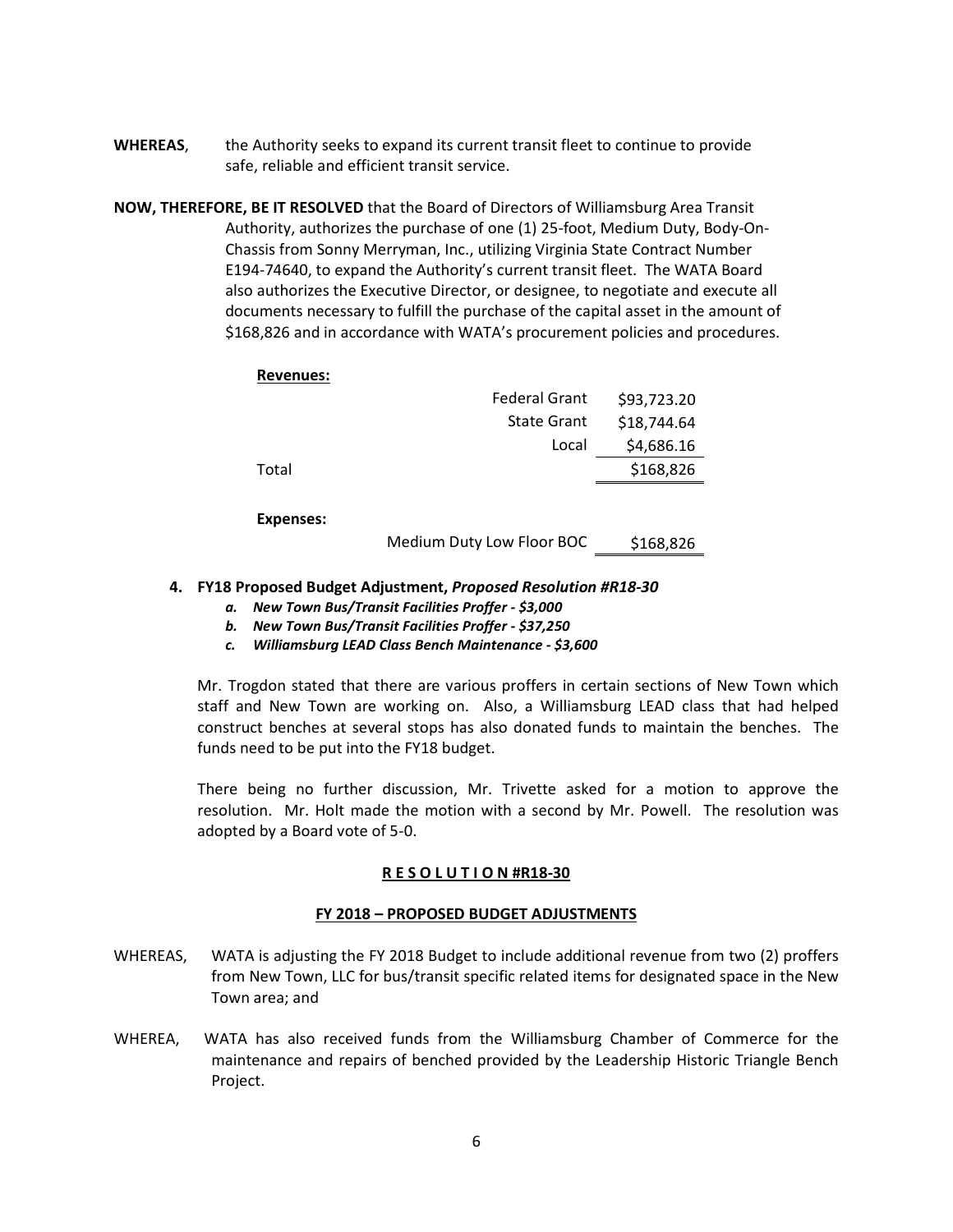**WHEREAS**, the Authority seeks to expand its current transit fleet to continue to provide safe, reliable and efficient transit service.

**NOW, THEREFORE, BE IT RESOLVED** that the Board of Directors of Williamsburg Area Transit Authority, authorizes the purchase of one (1) 25-foot, Medium Duty, Body-On-Chassis from Sonny Merryman, Inc., utilizing Virginia State Contract Number E194-74640, to expand the Authority's current transit fleet. The WATA Board also authorizes the Executive Director, or designee, to negotiate and execute all documents necessary to fulfill the purchase of the capital asset in the amount of $168,826 and in accordance with WATA's procurement policies and procedures.

**Revenues:**

| | | |
|---|---|---|
| | Federal Grant | $93,723.20 |
| | State Grant | $18,744.64 |
| | Local | $4,686.16 |
| Total | | $168,826 |

**Expenses:**

| | |
|---|---|
| Medium Duty Low Floor BOC | $168,826 |

**4. FY18 Proposed Budget Adjustment,** ***Proposed Resolution #R18-30***

*a. **New Town Bus/Transit Facilities Proffer - $3,000***
*b. **New Town Bus/Transit Facilities Proffer - $37,250***
*c. **Williamsburg LEAD Class Bench Maintenance - $3,600***

Mr. Trogdon stated that there are various proffers in certain sections of New Town which staff and New Town are working on. Also, a Williamsburg LEAD class that had helped construct benches at several stops has also donated funds to maintain the benches. The funds need to be put into the FY18 budget.

There being no further discussion, Mr. Trivette asked for a motion to approve the resolution. Mr. Holt made the motion with a second by Mr. Powell. The resolution was adopted by a Board vote of 5-0.

**R E S O L U T I O N #R18-30**

**FY 2018 – PROPOSED BUDGET ADJUSTMENTS**

WHEREAS, WATA is adjusting the FY 2018 Budget to include additional revenue from two (2) proffers from New Town, LLC for bus/transit specific related items for designated space in the New Town area; and

WHEREA, WATA has also received funds from the Williamsburg Chamber of Commerce for the maintenance and repairs of benched provided by the Leadership Historic Triangle Bench Project.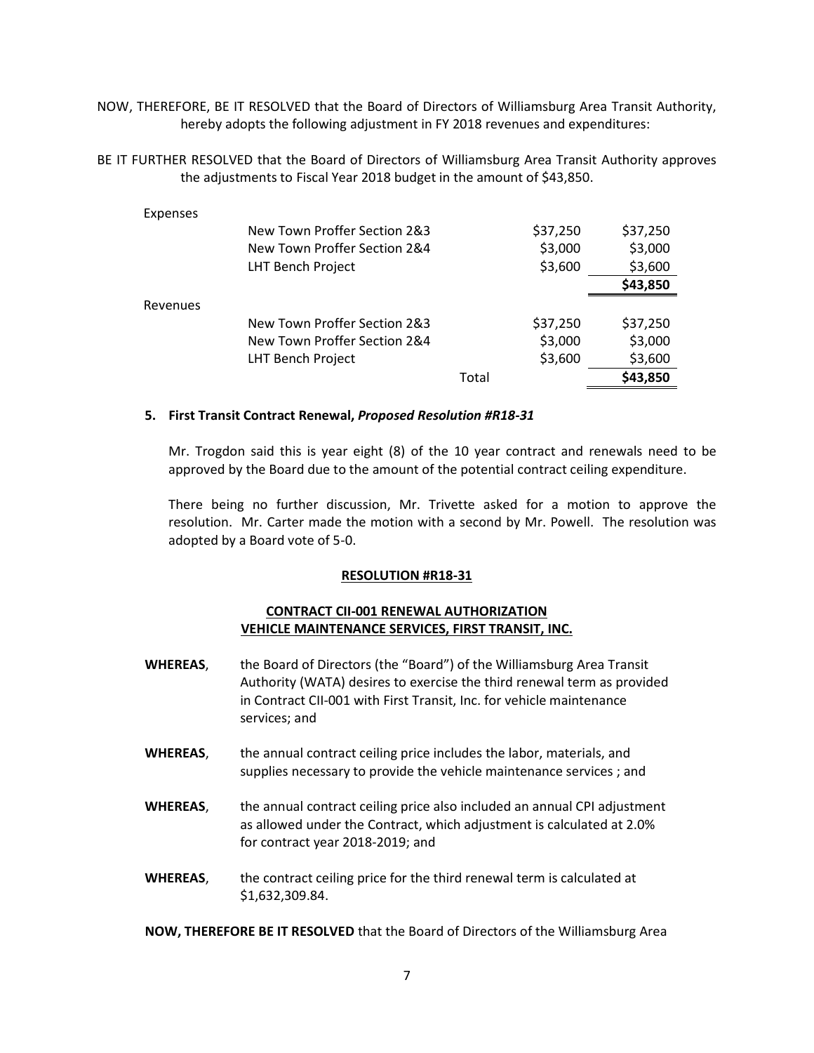NOW, THEREFORE, BE IT RESOLVED that the Board of Directors of Williamsburg Area Transit Authority, hereby adopts the following adjustment in FY 2018 revenues and expenditures:

BE IT FURTHER RESOLVED that the Board of Directors of Williamsburg Area Transit Authority approves the adjustments to Fiscal Year 2018 budget in the amount of $43,850.

| | | | | |
|---|---|---|---|---|
| Expenses | | | | |
| | New Town Proffer Section 2&3 | | $37,250 | $37,250 |
| | New Town Proffer Section 2&4 | | $3,000 | $3,000 |
| | LHT Bench Project | | $3,600 | $3,600 |
| | | | | **$43,850** |
| Revenues | | | | |
| | New Town Proffer Section 2&3 | | $37,250 | $37,250 |
| | New Town Proffer Section 2&4 | | $3,000 | $3,000 |
| | LHT Bench Project | | $3,600 | $3,600 |
| | | Total | | **$43,850** |

### 5. First Transit Contract Renewal, *Proposed Resolution #R18-31*

Mr. Trogdon said this is year eight (8) of the 10 year contract and renewals need to be approved by the Board due to the amount of the potential contract ceiling expenditure.

There being no further discussion, Mr. Trivette asked for a motion to approve the resolution. Mr. Carter made the motion with a second by Mr. Powell. The resolution was adopted by a Board vote of 5-0.

**RESOLUTION #R18-31**

**CONTRACT CII-001 RENEWAL AUTHORIZATION**
**VEHICLE MAINTENANCE SERVICES, FIRST TRANSIT, INC.**

**WHEREAS**, the Board of Directors (the "Board") of the Williamsburg Area Transit Authority (WATA) desires to exercise the third renewal term as provided in Contract CII-001 with First Transit, Inc. for vehicle maintenance services; and

**WHEREAS**, the annual contract ceiling price includes the labor, materials, and supplies necessary to provide the vehicle maintenance services ; and

**WHEREAS**, the annual contract ceiling price also included an annual CPI adjustment as allowed under the Contract, which adjustment is calculated at 2.0% for contract year 2018-2019; and

**WHEREAS**, the contract ceiling price for the third renewal term is calculated at $1,632,309.84.

**NOW, THEREFORE BE IT RESOLVED** that the Board of Directors of the Williamsburg Area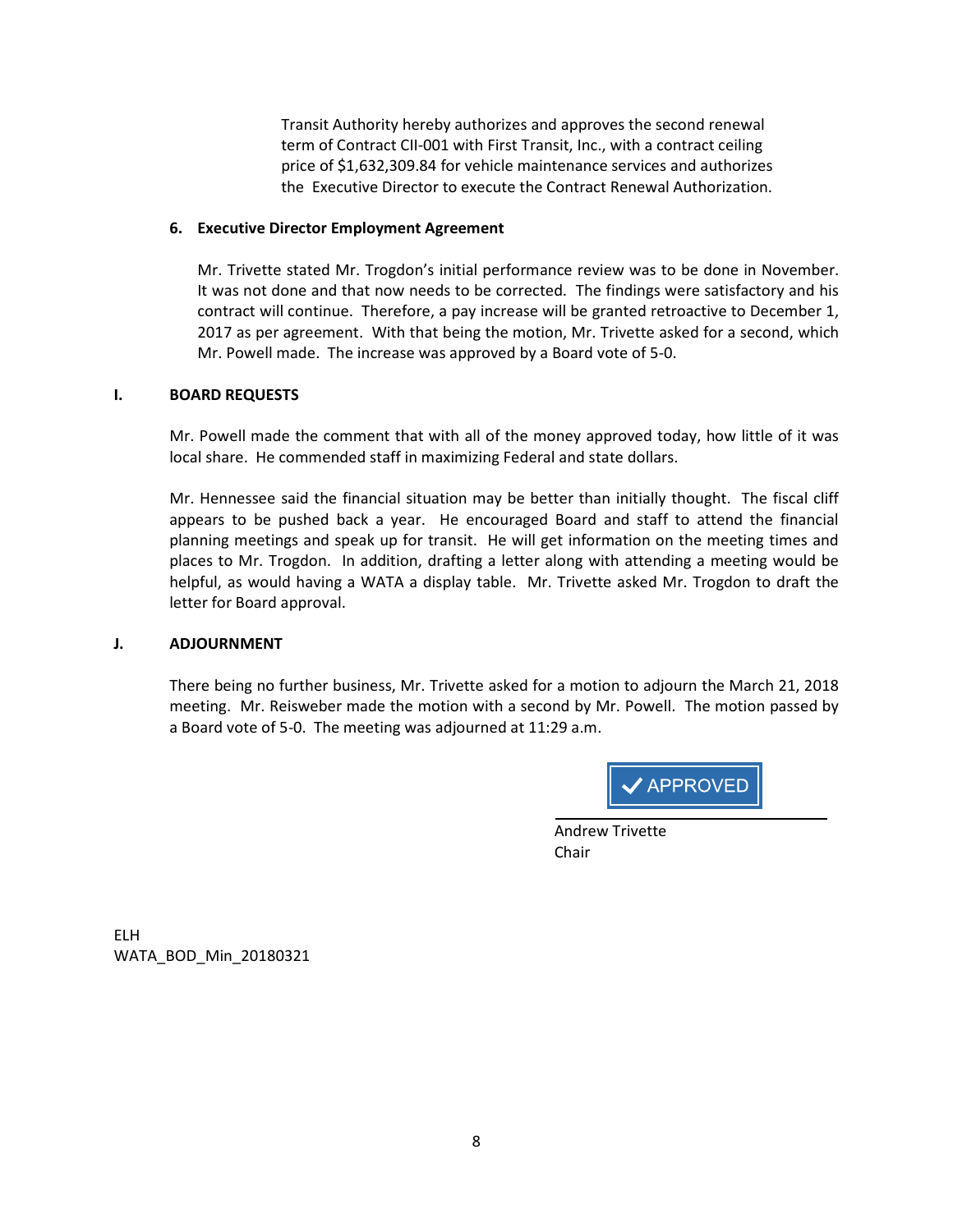Transit Authority hereby authorizes and approves the second renewal term of Contract CII-001 with First Transit, Inc., with a contract ceiling price of $1,632,309.84 for vehicle maintenance services and authorizes the Executive Director to execute the Contract Renewal Authorization.

**6. Executive Director Employment Agreement**

Mr. Trivette stated Mr. Trogdon's initial performance review was to be done in November. It was not done and that now needs to be corrected. The findings were satisfactory and his contract will continue. Therefore, a pay increase will be granted retroactive to December 1, 2017 as per agreement. With that being the motion, Mr. Trivette asked for a second, which Mr. Powell made. The increase was approved by a Board vote of 5-0.

## I. BOARD REQUESTS

Mr. Powell made the comment that with all of the money approved today, how little of it was local share. He commended staff in maximizing Federal and state dollars.

Mr. Hennessee said the financial situation may be better than initially thought. The fiscal cliff appears to be pushed back a year. He encouraged Board and staff to attend the financial planning meetings and speak up for transit. He will get information on the meeting times and places to Mr. Trogdon. In addition, drafting a letter along with attending a meeting would be helpful, as would having a WATA a display table. Mr. Trivette asked Mr. Trogdon to draft the letter for Board approval.

## J. ADJOURNMENT

There being no further business, Mr. Trivette asked for a motion to adjourn the March 21, 2018 meeting. Mr. Reisweber made the motion with a second by Mr. Powell. The motion passed by a Board vote of 5-0. The meeting was adjourned at 11:29 a.m.

✔ APPROVED

Andrew Trivette
Chair

ELH
WATA_BOD_Min_20180321